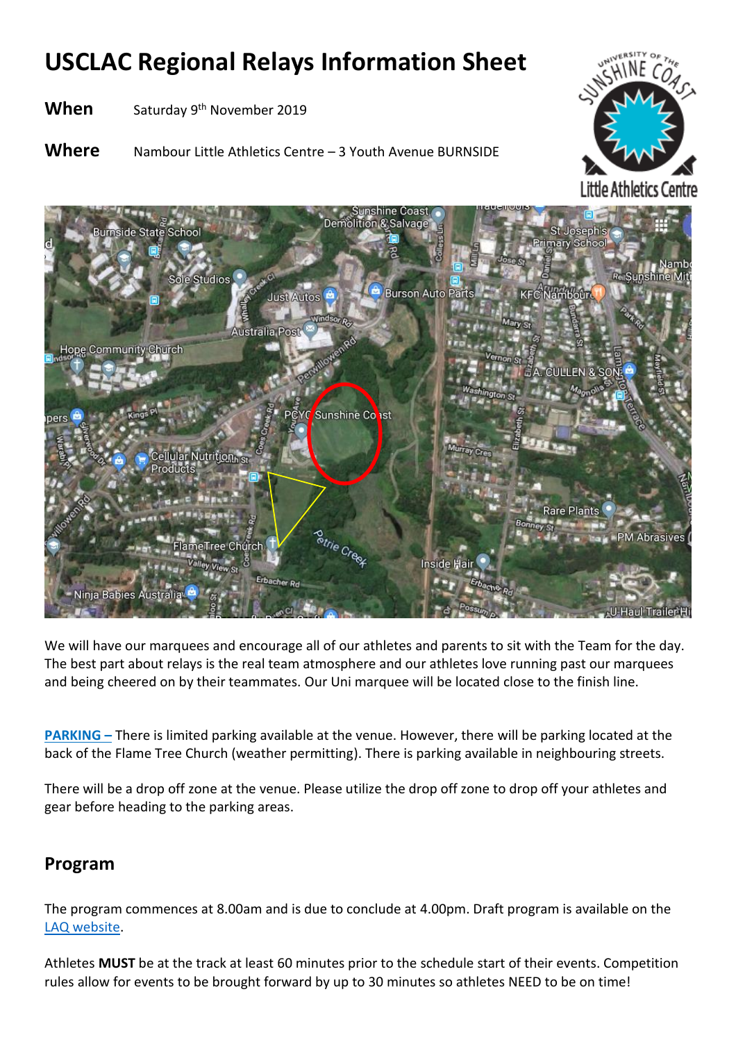# USCLAC Regional Relays Information Sheet

**When** Saturday 9th November 2019

**Where** Nambour Little Athletics Centre – 3 Youth Avenue BURNSIDE

We will have our marquees and encourage all of our athletes and parents to sit with the Team for the day. The best part about relays is the real team atmosphere and our athletes love running past our marquees and being cheered on by their teammates. Our Uni marquee will be located close to the finish line.

**PARKING –** There is limited parking available at the venue. However, there will be parking located at the back of the Flame Tree Church (weather permitting). There is parking available in neighbouring streets.

There will be a drop off zone at the venue. Please utilize the drop off zone to drop off your athletes and gear before heading to the parking areas.

## Program

The program commences at 8.00am and is due to conclude at 4.00pm. Draft program is available on the LAQ website.

Athletes **MUST** be at the track at least 60 minutes prior to the schedule start of their events. Competition rules allow for events to be brought forward by up to 30 minutes so athletes NEED to be on time!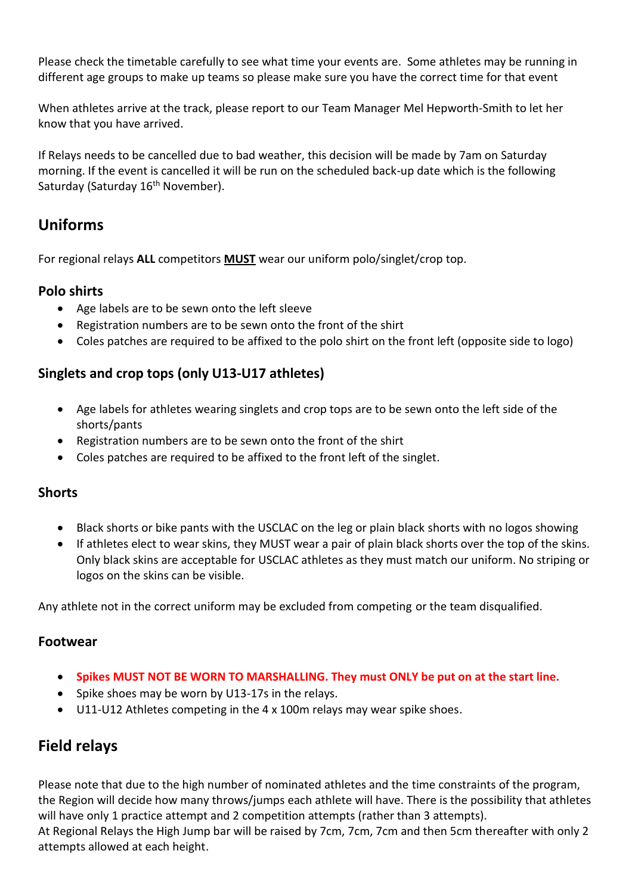Please check the timetable carefully to see what time your events are. Some athletes may be running in different age groups to make up teams so please make sure you have the correct time for that event

When athletes arrive at the track, please report to our Team Manager Mel Hepworth-Smith to let her know that you have arrived.

If Relays needs to be cancelled due to bad weather, this decision will be made by 7am on Saturday morning. If the event is cancelled it will be run on the scheduled back-up date which is the following Saturday (Saturday 16th November).

## Uniforms

For regional relays **ALL** competitors **MUST** wear our uniform polo/singlet/crop top.

### Polo shirts

- Age labels are to be sewn onto the left sleeve
- Registration numbers are to be sewn onto the front of the shirt
- Coles patches are required to be affixed to the polo shirt on the front left (opposite side to logo)

### Singlets and crop tops (only U13-U17 athletes)

- Age labels for athletes wearing singlets and crop tops are to be sewn onto the left side of the shorts/pants
- Registration numbers are to be sewn onto the front of the shirt
- Coles patches are required to be affixed to the front left of the singlet.

### Shorts

- Black shorts or bike pants with the USCLAC on the leg or plain black shorts with no logos showing
- If athletes elect to wear skins, they MUST wear a pair of plain black shorts over the top of the skins. Only black skins are acceptable for USCLAC athletes as they must match our uniform. No striping or logos on the skins can be visible.

Any athlete not in the correct uniform may be excluded from competing or the team disqualified.

### Footwear

- **Spikes MUST NOT BE WORN TO MARSHALLING. They must ONLY be put on at the start line.**
- Spike shoes may be worn by U13-17s in the relays.
- U11-U12 Athletes competing in the 4 x 100m relays may wear spike shoes.

## Field relays

Please note that due to the high number of nominated athletes and the time constraints of the program, the Region will decide how many throws/jumps each athlete will have. There is the possibility that athletes will have only 1 practice attempt and 2 competition attempts (rather than 3 attempts).
At Regional Relays the High Jump bar will be raised by 7cm, 7cm, 7cm and then 5cm thereafter with only 2 attempts allowed at each height.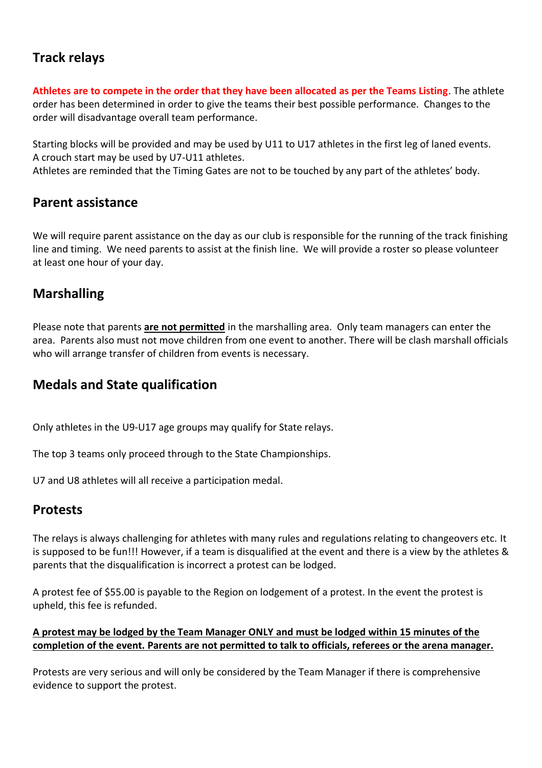## Track relays

**Athletes are to compete in the order that they have been allocated as per the Teams Listing**. The athlete order has been determined in order to give the teams their best possible performance. Changes to the order will disadvantage overall team performance.

Starting blocks will be provided and may be used by U11 to U17 athletes in the first leg of laned events. A crouch start may be used by U7-U11 athletes.
Athletes are reminded that the Timing Gates are not to be touched by any part of the athletes' body.

## Parent assistance

We will require parent assistance on the day as our club is responsible for the running of the track finishing line and timing. We need parents to assist at the finish line. We will provide a roster so please volunteer at least one hour of your day.

## Marshalling

Please note that parents <u>**are not permitted**</u> in the marshalling area. Only team managers can enter the area. Parents also must not move children from one event to another. There will be clash marshall officials who will arrange transfer of children from events is necessary.

## Medals and State qualification

Only athletes in the U9-U17 age groups may qualify for State relays.

The top 3 teams only proceed through to the State Championships.

U7 and U8 athletes will all receive a participation medal.

## Protests

The relays is always challenging for athletes with many rules and regulations relating to changeovers etc. It is supposed to be fun!!! However, if a team is disqualified at the event and there is a view by the athletes & parents that the disqualification is incorrect a protest can be lodged.

A protest fee of $55.00 is payable to the Region on lodgement of a protest. In the event the protest is upheld, this fee is refunded.

<u>**A protest may be lodged by the Team Manager ONLY and must be lodged within 15 minutes of the completion of the event. Parents are not permitted to talk to officials, referees or the arena manager.**</u>

Protests are very serious and will only be considered by the Team Manager if there is comprehensive evidence to support the protest.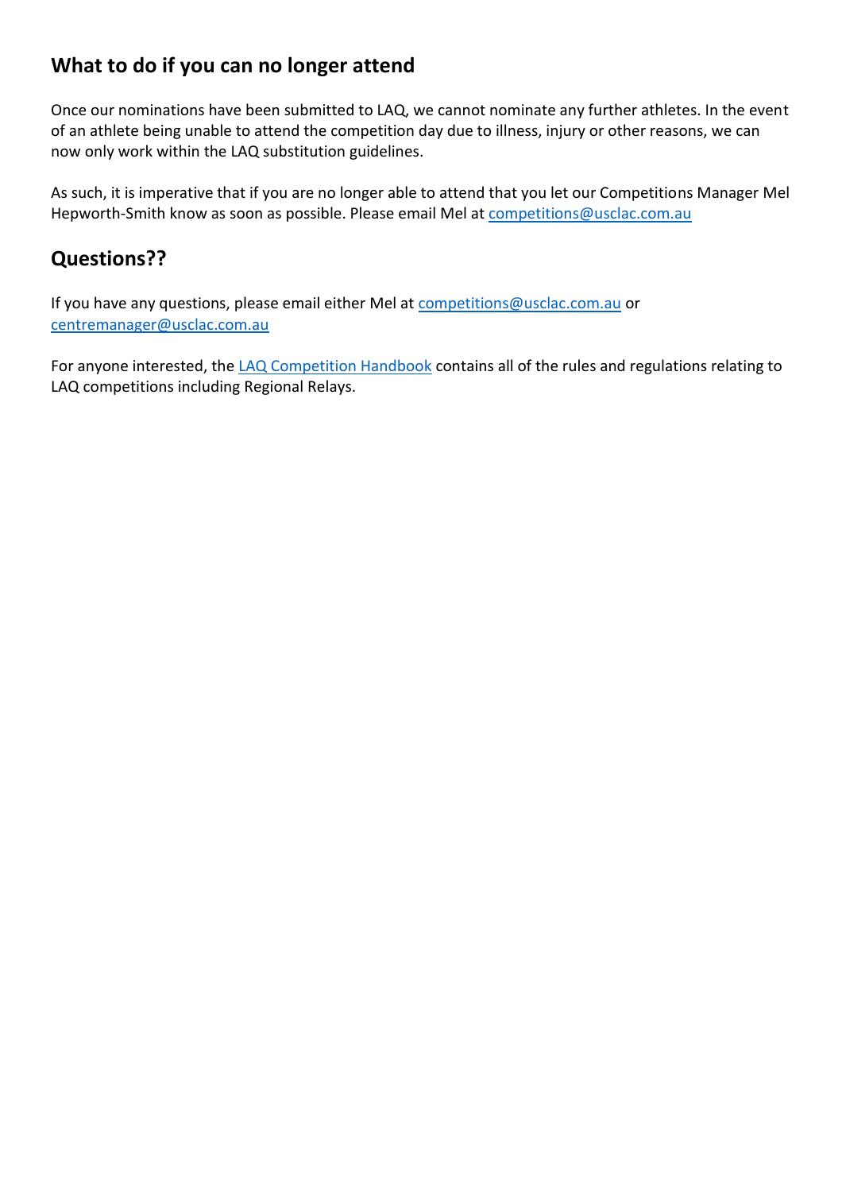## What to do if you can no longer attend

Once our nominations have been submitted to LAQ, we cannot nominate any further athletes. In the event of an athlete being unable to attend the competition day due to illness, injury or other reasons, we can now only work within the LAQ substitution guidelines.

As such, it is imperative that if you are no longer able to attend that you let our Competitions Manager Mel Hepworth-Smith know as soon as possible. Please email Mel at competitions@usclac.com.au

## Questions??

If you have any questions, please email either Mel at competitions@usclac.com.au or centremanager@usclac.com.au

For anyone interested, the LAQ Competition Handbook contains all of the rules and regulations relating to LAQ competitions including Regional Relays.